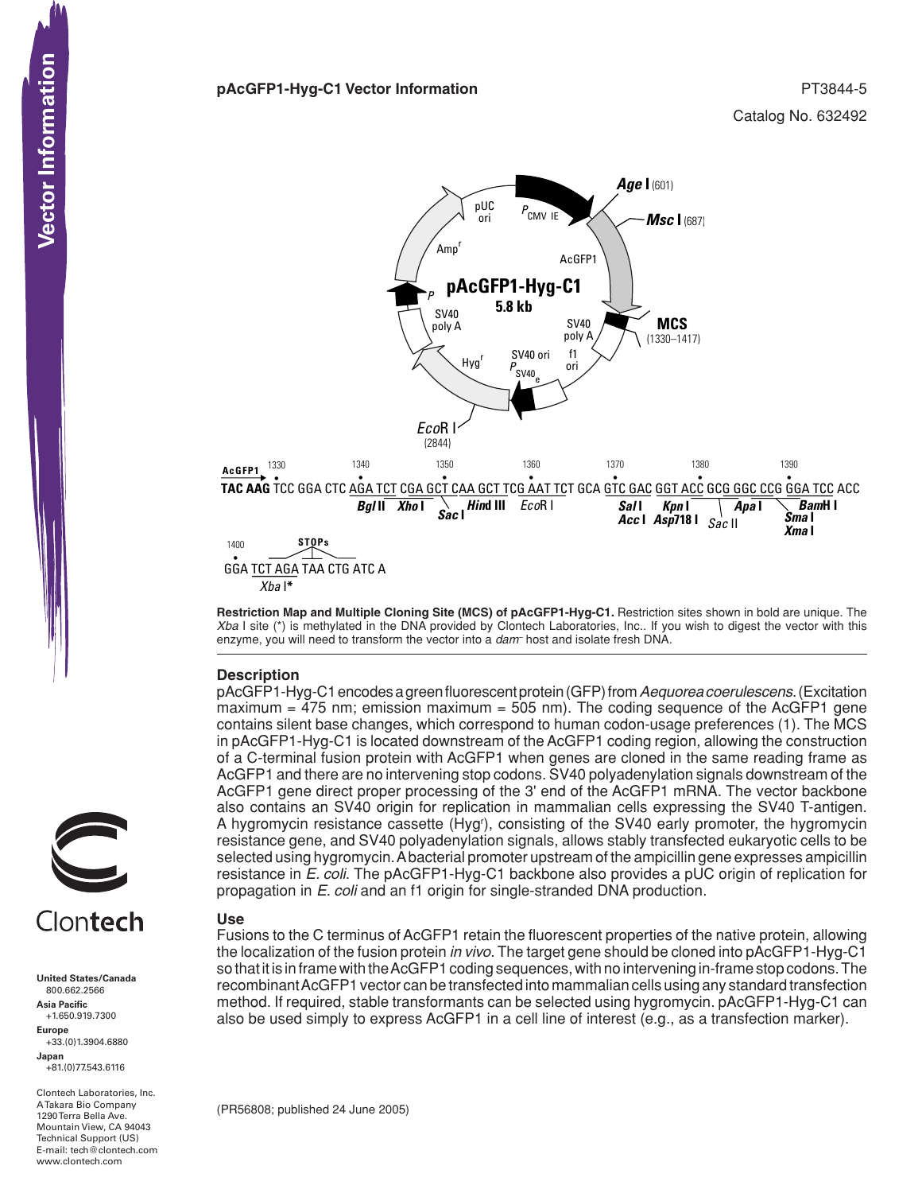**pAcGFP1-Hyg-C1 Vector Information**

PT3844-5

Catalog No. 632492

pAcGFP1-Hyg-C1
5.8 kb

Age I (601)
Msc I (687)
MCS (1330–1417)
EcoR I (2844)

```
AcGFP1  1330        1340        1350        1360        1370        1380        1390
TAC AAG TCC GGA CTC AGA TCT CGA GCT CAA GCT TCG AAT TCT GCA GTC GAC GGT ACC GCG GGC CCG GGA TCC ACC
                    Bgl II  Xho I  Sac I  Hind III  EcoR I  Sal I  Kpn I   Sac II  Apa I  BamH I
                                                            Acc I  Asp718 I              Sma I
                                                                                         Xma I
1400        STOPs
GGA TCT AGA TAA CTG ATC A
    Xba I*
```

**Restriction Map and Multiple Cloning Site (MCS) of pAcGFP1-Hyg-C1.** Restriction sites shown in bold are unique. The *Xba* I site (*) is methylated in the DNA provided by Clontech Laboratories, Inc.. If you wish to digest the vector with this enzyme, you will need to transform the vector into a *dam*⁻ host and isolate fresh DNA.

## Description

pAcGFP1-Hyg-C1 encodes a green fluorescent protein (GFP) from *Aequorea coerulescens*. (Excitation maximum = 475 nm; emission maximum = 505 nm). The coding sequence of the AcGFP1 gene contains silent base changes, which correspond to human codon-usage preferences (1). The MCS in pAcGFP1-Hyg-C1 is located downstream of the AcGFP1 coding region, allowing the construction of a C-terminal fusion protein with AcGFP1 when genes are cloned in the same reading frame as AcGFP1 and there are no intervening stop codons. SV40 polyadenylation signals downstream of the AcGFP1 gene direct proper processing of the 3' end of the AcGFP1 mRNA. The vector backbone also contains an SV40 origin for replication in mammalian cells expressing the SV40 T-antigen. A hygromycin resistance cassette ($Hyg^r$), consisting of the SV40 early promoter, the hygromycin resistance gene, and SV40 polyadenylation signals, allows stably transfected eukaryotic cells to be selected using hygromycin. A bacterial promoter upstream of the ampicillin gene expresses ampicillin resistance in *E. coli*. The pAcGFP1-Hyg-C1 backbone also provides a pUC origin of replication for propagation in *E. coli* and an f1 origin for single-stranded DNA production.

## Use

Fusions to the C terminus of AcGFP1 retain the fluorescent properties of the native protein, allowing the localization of the fusion protein *in vivo*. The target gene should be cloned into pAcGFP1-Hyg-C1 so that it is in frame with the AcGFP1 coding sequences, with no intervening in-frame stop codons. The recombinant AcGFP1 vector can be transfected into mammalian cells using any standard transfection method. If required, stable transformants can be selected using hygromycin. pAcGFP1-Hyg-C1 can also be used simply to express AcGFP1 in a cell line of interest (e.g., as a transfection marker).

(PR56808; published 24 June 2005)

**United States/Canada**
800.662.2566
**Asia Pacific**
+1.650.919.7300
**Europe**
+33.(0)1.3904.6880
**Japan**
+81.(0)77.543.6116

Clontech Laboratories, Inc.
A Takara Bio Company
1290 Terra Bella Ave.
Mountain View, CA 94043
Technical Support (US)
E-mail: tech@clontech.com
www.clontech.com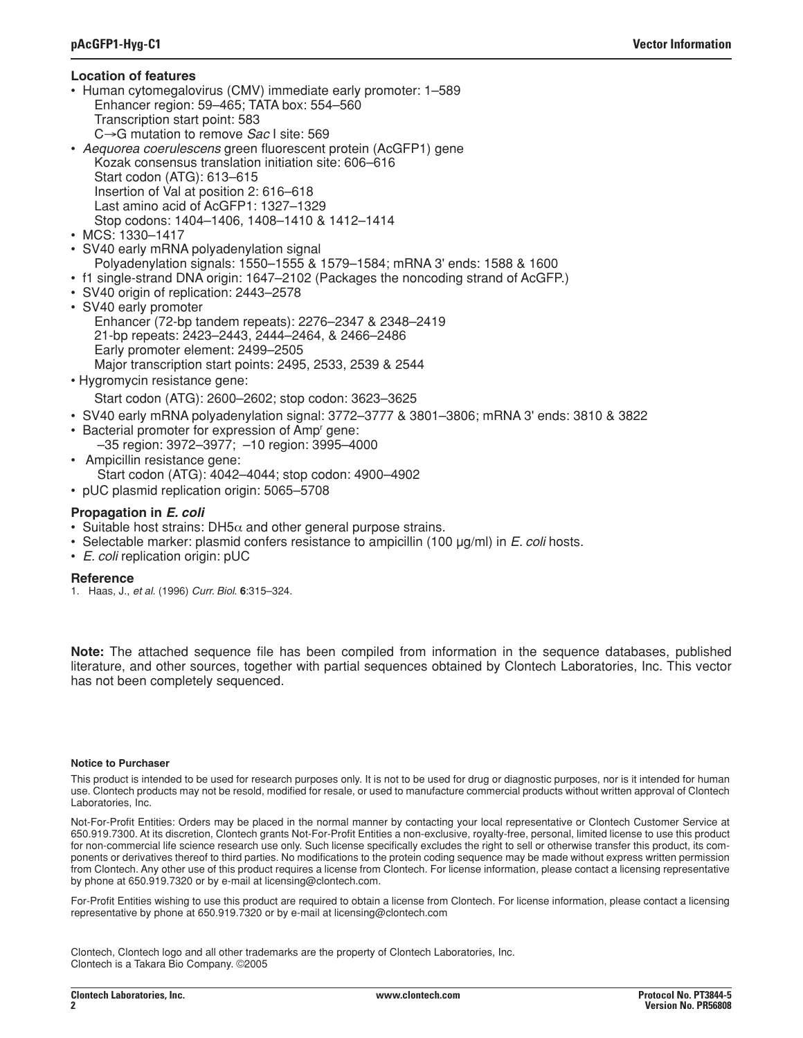## Location of features

- Human cytomegalovirus (CMV) immediate early promoter: 1–589
  - Enhancer region: 59–465; TATA box: 554–560
  - Transcription start point: 583
  - C→G mutation to remove *Sac* I site: 569
- *Aequorea coerulescens* green fluorescent protein (AcGFP1) gene
  - Kozak consensus translation initiation site: 606–616
  - Start codon (ATG): 613–615
  - Insertion of Val at position 2: 616–618
  - Last amino acid of AcGFP1: 1327–1329
  - Stop codons: 1404–1406, 1408–1410 & 1412–1414
- MCS: 1330–1417
- SV40 early mRNA polyadenylation signal
  - Polyadenylation signals: 1550–1555 & 1579–1584; mRNA 3' ends: 1588 & 1600
- f1 single-strand DNA origin: 1647–2102 (Packages the noncoding strand of AcGFP.)
- SV40 origin of replication: 2443–2578
- SV40 early promoter
  - Enhancer (72-bp tandem repeats): 2276–2347 & 2348–2419
  - 21-bp repeats: 2423–2443, 2444–2464, & 2466–2486
  - Early promoter element: 2499–2505
  - Major transcription start points: 2495, 2533, 2539 & 2544
- Hygromycin resistance gene:
  - Start codon (ATG): 2600–2602; stop codon: 3623–3625
- SV40 early mRNA polyadenylation signal: 3772–3777 & 3801–3806; mRNA 3' ends: 3810 & 3822
- Bacterial promoter for expression of Amp$^r$ gene:
  - –35 region: 3972–3977; –10 region: 3995–4000
- Ampicillin resistance gene:
  - Start codon (ATG): 4042–4044; stop codon: 4900–4902
- pUC plasmid replication origin: 5065–5708

## Propagation in *E. coli*

- Suitable host strains: DH5$\alpha$ and other general purpose strains.
- Selectable marker: plasmid confers resistance to ampicillin (100 µg/ml) in *E. coli* hosts.
- *E. coli* replication origin: pUC

## Reference

1. Haas, J., *et al.* (1996) *Curr. Biol.* **6**:315–324.

**Note:** The attached sequence file has been compiled from information in the sequence databases, published literature, and other sources, together with partial sequences obtained by Clontech Laboratories, Inc. This vector has not been completely sequenced.

**Notice to Purchaser**

This product is intended to be used for research purposes only. It is not to be used for drug or diagnostic purposes, nor is it intended for human use. Clontech products may not be resold, modified for resale, or used to manufacture commercial products without written approval of Clontech Laboratories, Inc.

Not-For-Profit Entities: Orders may be placed in the normal manner by contacting your local representative or Clontech Customer Service at 650.919.7300. At its discretion, Clontech grants Not-For-Profit Entities a non-exclusive, royalty-free, personal, limited license to use this product for non-commercial life science research use only. Such license specifically excludes the right to sell or otherwise transfer this product, its components or derivatives thereof to third parties. No modifications to the protein coding sequence may be made without express written permission from Clontech. Any other use of this product requires a license from Clontech. For license information, please contact a licensing representative by phone at 650.919.7320 or by e-mail at licensing@clontech.com.

For-Profit Entities wishing to use this product are required to obtain a license from Clontech. For license information, please contact a licensing representative by phone at 650.919.7320 or by e-mail at licensing@clontech.com

Clontech, Clontech logo and all other trademarks are the property of Clontech Laboratories, Inc.
Clontech is a Takara Bio Company. ©2005